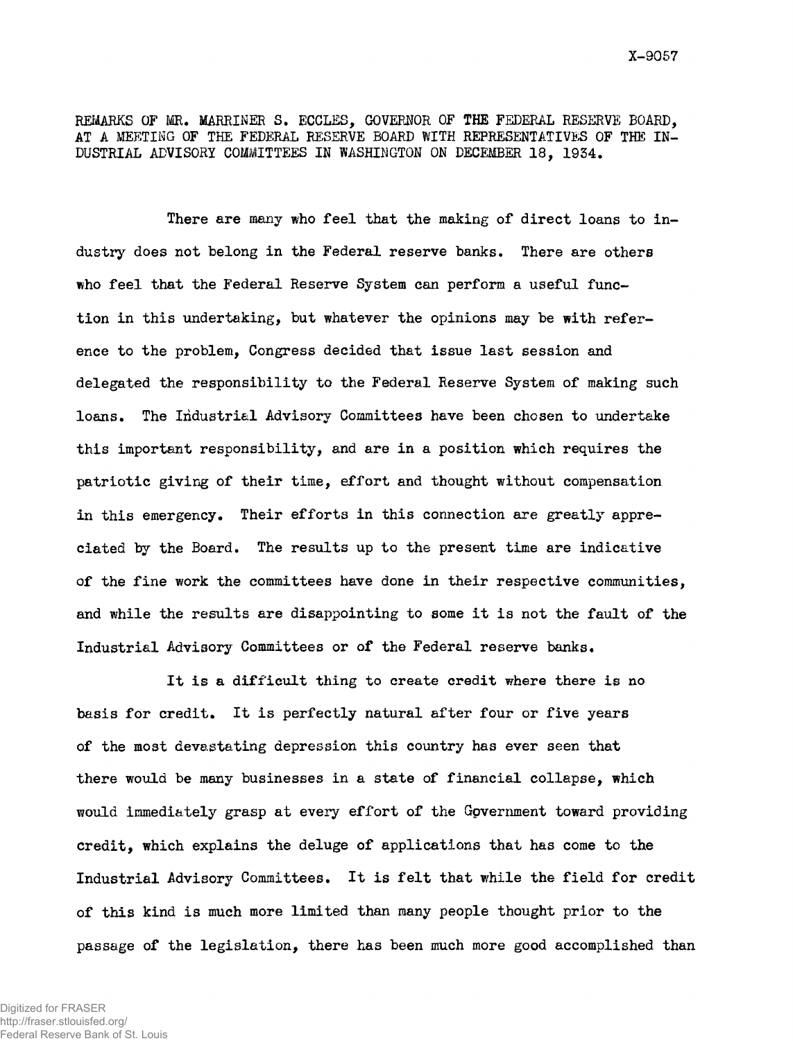X-9057

REMARKS OF MR. MARRINER S. ECCLES, GOVERNOR OF THE FEDERAL RESERVE BOARD, AT A MEETING OF THE FEDERAL RESERVE BOARD WITH REPRESENTATIVES OF THE INDUSTRIAL ADVISORY COMMITTEES IN WASHINGTON ON DECEMBER 18, 1934.

There are many who feel that the making of direct loans to industry does not belong in the Federal reserve banks. There are others who feel that the Federal Reserve System can perform a useful function in this undertaking, but whatever the opinions may be with reference to the problem, Congress decided that issue last session and delegated the responsibility to the Federal Reserve System of making such loans. The Industrial Advisory Committees have been chosen to undertake this important responsibility, and are in a position which requires the patriotic giving of their time, effort and thought without compensation in this emergency. Their efforts in this connection are greatly appreciated by the Board. The results up to the present time are indicative of the fine work the committees have done in their respective communities, and while the results are disappointing to some it is not the fault of the Industrial Advisory Committees or of the Federal reserve banks.

It is a difficult thing to create credit where there is no basis for credit. It is perfectly natural after four or five years of the most devastating depression this country has ever seen that there would be many businesses in a state of financial collapse, which would immediately grasp at every effort of the Government toward providing credit, which explains the deluge of applications that has come to the Industrial Advisory Committees. It is felt that while the field for credit of this kind is much more limited than many people thought prior to the passage of the legislation, there has been much more good accomplished than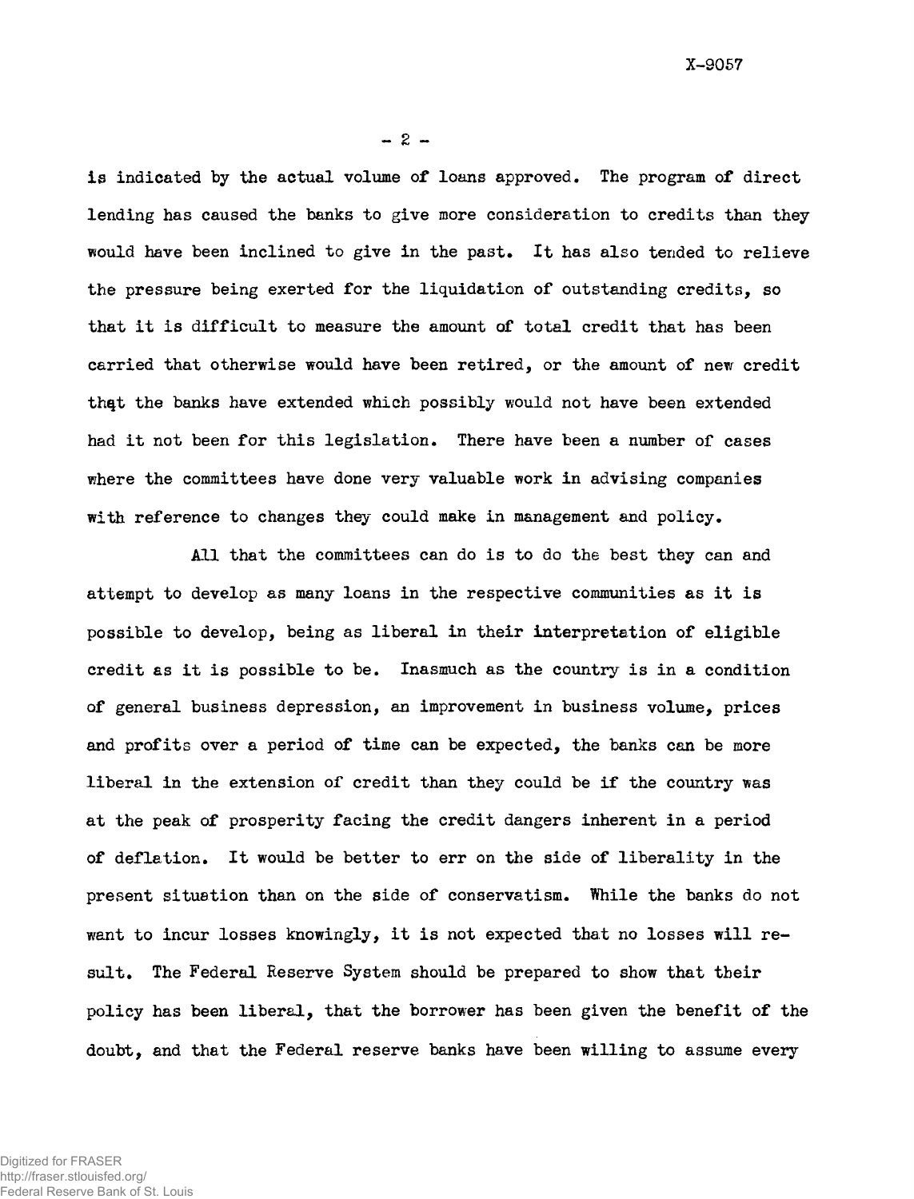is indicated by the actual volume of loans approved. The program of direct lending has caused the banks to give more consideration to credits than they would have been inclined to give in the past. It has also tended to relieve the pressure being exerted for the liquidation of outstanding credits, so that it is difficult to measure the amount of total credit that has been carried that otherwise would have been retired, or the amount of new credit that the banks have extended which possibly would not have been extended had it not been for this legislation. There have been a number of cases where the committees have done very valuable work in advising companies with reference to changes they could make in management and policy.

All that the committees can do is to do the best they can and attempt to develop as many loans in the respective communities as it is possible to develop, being as liberal in their interpretation of eligible credit as it is possible to be. Inasmuch as the country is in a condition of general business depression, an improvement in business volume, prices and profits over a period of time can be expected, the banks can be more liberal in the extension of credit than they could be if the country was at the peak of prosperity facing the credit dangers inherent in a period of deflation. It would be better to err on the side of liberality in the present situation than on the side of conservatism. While the banks do not want to incur losses knowingly, it is not expected that no losses will result. The Federal Reserve System should be prepared to show that their policy has been liberal, that the borrower has been given the benefit of the doubt, and that the Federal reserve banks have been willing to assume every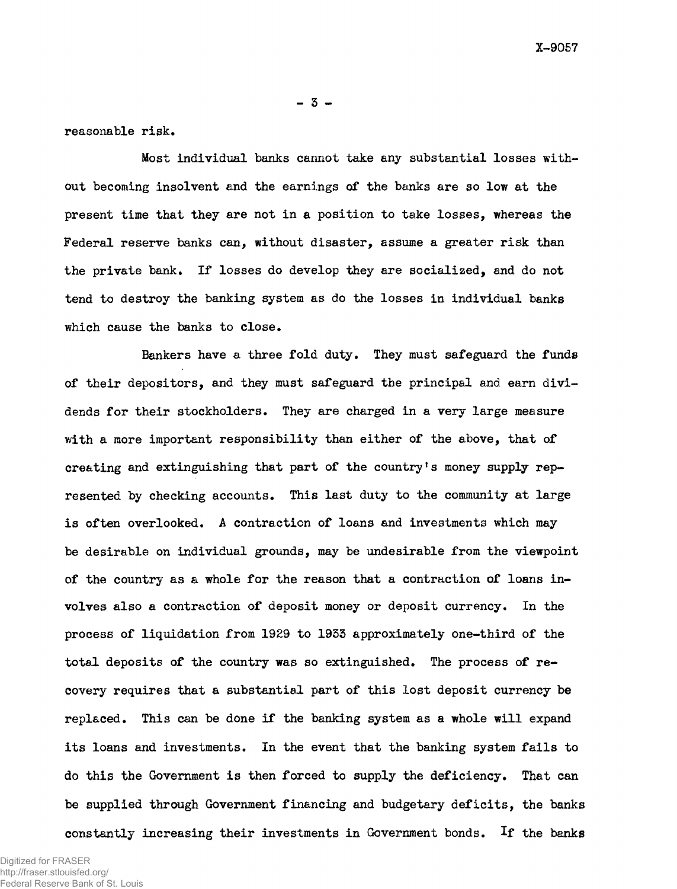reasonable risk.

Most individual banks cannot take any substantial losses without becoming insolvent and the earnings of the banks are so low at the present time that they are not in a position to take losses, whereas the Federal reserve banks can, without disaster, assume a greater risk than the private bank. If losses do develop they are socialized, and do not tend to destroy the banking system as do the losses in individual banks which cause the banks to close.

Bankers have a three fold duty. They must safeguard the funds of their depositors, and they must safeguard the principal and earn dividends for their stockholders. They are charged in a very large measure with a more important responsibility than either of the above, that of creating and extinguishing that part of the country's money supply represented by checking accounts. This last duty to the community at large is often overlooked. A contraction of loans and investments which may be desirable on individual grounds, may be undesirable from the viewpoint of the country as a whole for the reason that a contraction of loans involves also a contraction of deposit money or deposit currency. In the process of liquidation from 1929 to 1933 approximately one-third of the total deposits of the country was so extinguished. The process of recovery requires that a substantial part of this lost deposit currency be replaced. This can be done if the banking system as a whole will expand its loans and investments. In the event that the banking system fails to do this the Government is then forced to supply the deficiency. That can be supplied through Government financing and budgetary deficits, the banks constantly increasing their investments in Government bonds. If the banks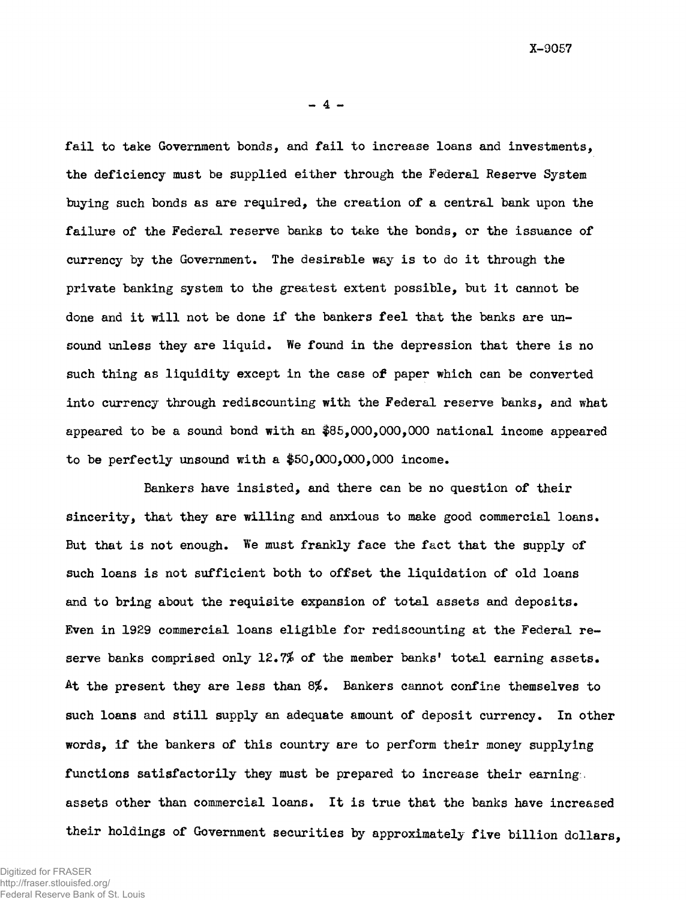fail to take Government bonds, and fail to increase loans and investments, the deficiency must be supplied either through the Federal Reserve System buying such bonds as are required, the creation of a central bank upon the failure of the Federal reserve banks to take the bonds, or the issuance of currency by the Government. The desirable way is to do it through the private banking system to the greatest extent possible, but it cannot be done and it will not be done if the bankers feel that the banks are unsound unless they are liquid. We found in the depression that there is no such thing as liquidity except in the case of paper which can be converted into currency through rediscounting with the Federal reserve banks, and what appeared to be a sound bond with an $85,000,000,000 national income appeared to be perfectly unsound with a $50,000,000,000 income.

Bankers have insisted, and there can be no question of their sincerity, that they are willing and anxious to make good commercial loans. But that is not enough. We must frankly face the fact that the supply of such loans is not sufficient both to offset the liquidation of old loans and to bring about the requisite expansion of total assets and deposits. Even in 1929 commercial loans eligible for rediscounting at the Federal reserve banks comprised only 12.7% of the member banks' total earning assets. At the present they are less than 8%. Bankers cannot confine themselves to such loans and still supply an adequate amount of deposit currency. In other words, if the bankers of this country are to perform their money supplying functions satisfactorily they must be prepared to increase their earning assets other than commercial loans. It is true that the banks have increased their holdings of Government securities by approximately five billion dollars,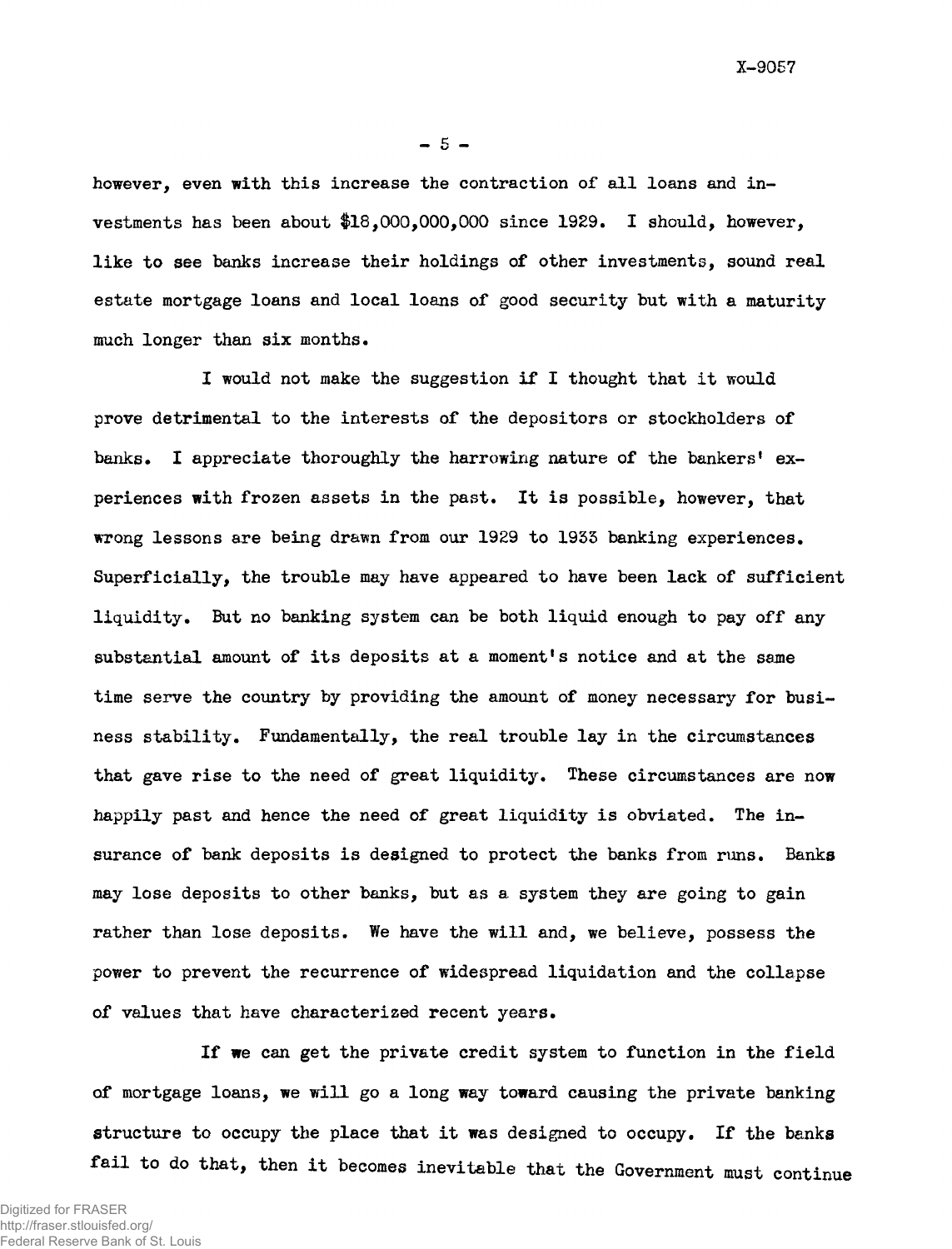however, even with this increase the contraction of all loans and investments has been about $18,000,000,000 since 1929. I should, however, like to see banks increase their holdings of other investments, sound real estate mortgage loans and local loans of good security but with a maturity much longer than six months.

I would not make the suggestion if I thought that it would prove detrimental to the interests of the depositors or stockholders of banks. I appreciate thoroughly the harrowing nature of the bankers' experiences with frozen assets in the past. It is possible, however, that wrong lessons are being drawn from our 1929 to 1933 banking experiences. Superficially, the trouble may have appeared to have been lack of sufficient liquidity. But no banking system can be both liquid enough to pay off any substantial amount of its deposits at a moment's notice and at the same time serve the country by providing the amount of money necessary for business stability. Fundamentally, the real trouble lay in the circumstances that gave rise to the need of great liquidity. These circumstances are now happily past and hence the need of great liquidity is obviated. The insurance of bank deposits is designed to protect the banks from runs. Banks may lose deposits to other banks, but as a system they are going to gain rather than lose deposits. We have the will and, we believe, possess the power to prevent the recurrence of widespread liquidation and the collapse of values that have characterized recent years.

If we can get the private credit system to function in the field of mortgage loans, we will go a long way toward causing the private banking structure to occupy the place that it was designed to occupy. If the banks fail to do that, then it becomes inevitable that the Government must continue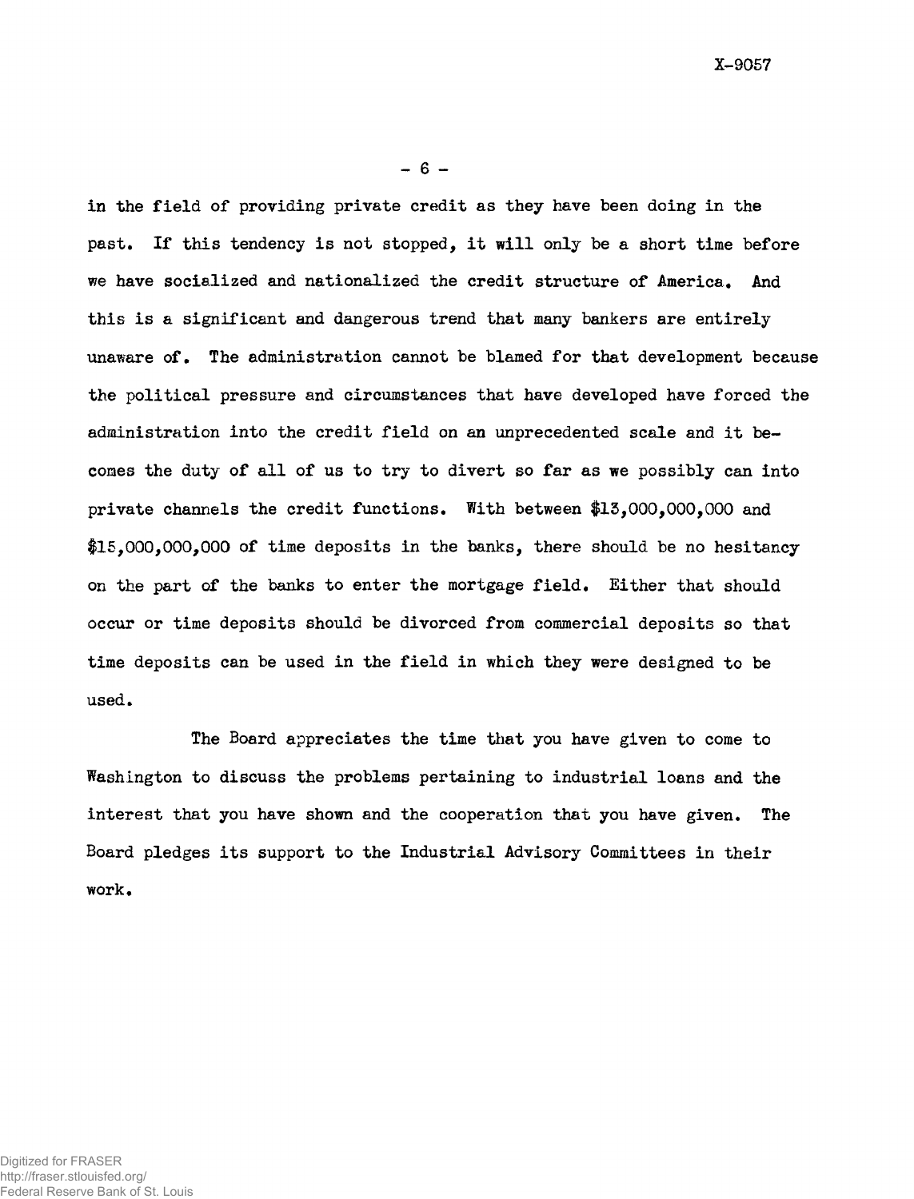in the field of providing private credit as they have been doing in the past. If this tendency is not stopped, it will only be a short time before we have socialized and nationalized the credit structure of America. And this is a significant and dangerous trend that many bankers are entirely unaware of. The administration cannot be blamed for that development because the political pressure and circumstances that have developed have forced the administration into the credit field on an unprecedented scale and it becomes the duty of all of us to try to divert so far as we possibly can into private channels the credit functions. With between $13,000,000,000 and $15,000,000,000 of time deposits in the banks, there should be no hesitancy on the part of the banks to enter the mortgage field. Either that should occur or time deposits should be divorced from commercial deposits so that time deposits can be used in the field in which they were designed to be used.

The Board appreciates the time that you have given to come to Washington to discuss the problems pertaining to industrial loans and the interest that you have shown and the cooperation that you have given. The Board pledges its support to the Industrial Advisory Committees in their work.